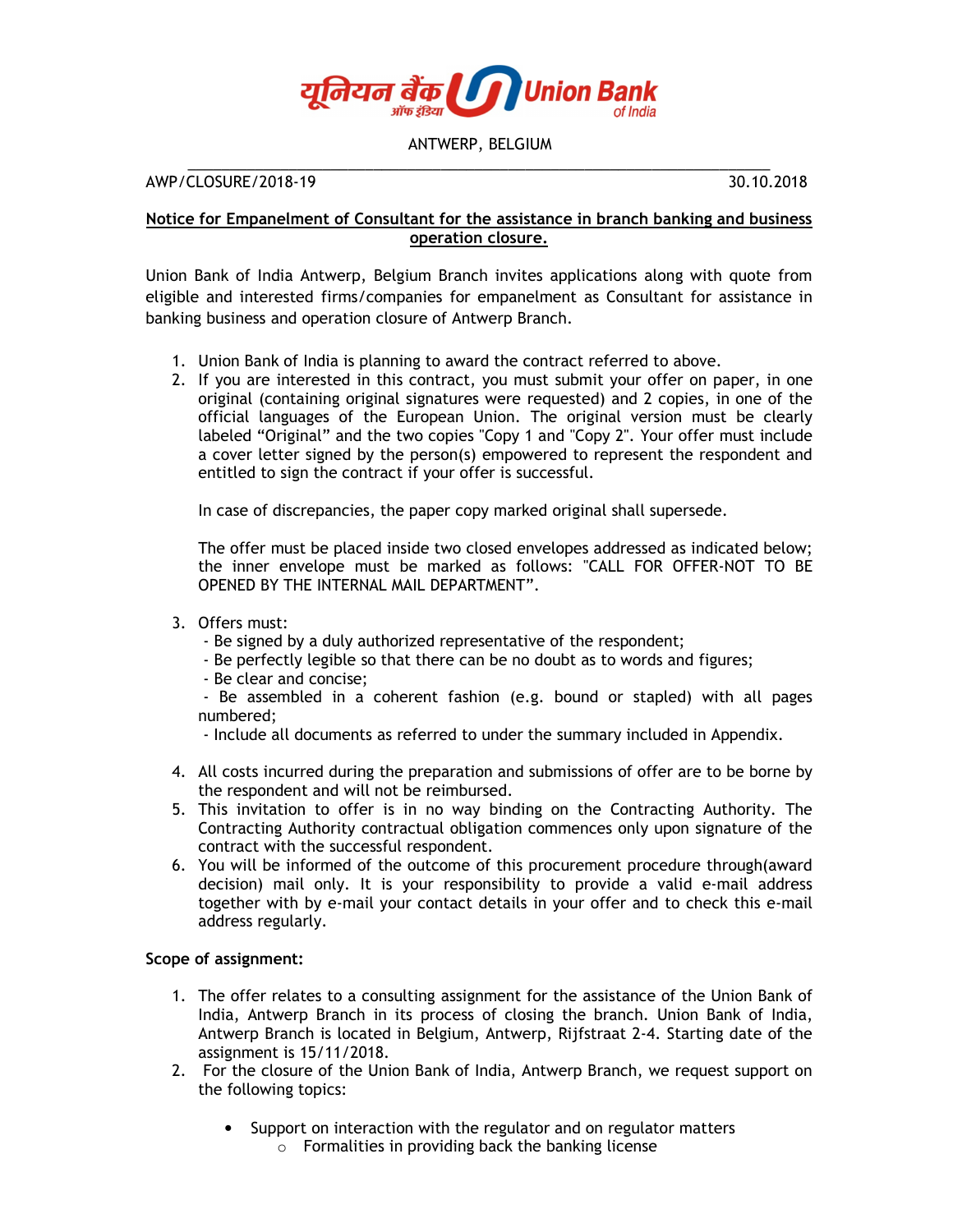यूनियन बैंक ऑफ इंडिया Union Bank of India

ANTWERP, BELGIUM

AWP/CLOSURE/2018-19 30.10.2018

**Notice for Empanelment of Consultant for the assistance in branch banking and business operation closure.**

Union Bank of India Antwerp, Belgium Branch invites applications along with quote from eligible and interested firms/companies for empanelment as Consultant for assistance in banking business and operation closure of Antwerp Branch.

1. Union Bank of India is planning to award the contract referred to above.
2. If you are interested in this contract, you must submit your offer on paper, in one original (containing original signatures were requested) and 2 copies, in one of the official languages of the European Union. The original version must be clearly labeled "Original" and the two copies "Copy 1 and "Copy 2". Your offer must include a cover letter signed by the person(s) empowered to represent the respondent and entitled to sign the contract if your offer is successful.

   In case of discrepancies, the paper copy marked original shall supersede.

   The offer must be placed inside two closed envelopes addressed as indicated below; the inner envelope must be marked as follows: "CALL FOR OFFER-NOT TO BE OPENED BY THE INTERNAL MAIL DEPARTMENT".

3. Offers must:
   - Be signed by a duly authorized representative of the respondent;
   - Be perfectly legible so that there can be no doubt as to words and figures;
   - Be clear and concise;
   - Be assembled in a coherent fashion (e.g. bound or stapled) with all pages numbered;
   - Include all documents as referred to under the summary included in Appendix.

4. All costs incurred during the preparation and submissions of offer are to be borne by the respondent and will not be reimbursed.
5. This invitation to offer is in no way binding on the Contracting Authority. The Contracting Authority contractual obligation commences only upon signature of the contract with the successful respondent.
6. You will be informed of the outcome of this procurement procedure through(award decision) mail only. It is your responsibility to provide a valid e-mail address together with by e-mail your contact details in your offer and to check this e-mail address regularly.

**Scope of assignment:**

1. The offer relates to a consulting assignment for the assistance of the Union Bank of India, Antwerp Branch in its process of closing the branch. Union Bank of India, Antwerp Branch is located in Belgium, Antwerp, Rijfstraat 2-4. Starting date of the assignment is 15/11/2018.
2. For the closure of the Union Bank of India, Antwerp Branch, we request support on the following topics:
   - Support on interaction with the regulator and on regulator matters
     - Formalities in providing back the banking license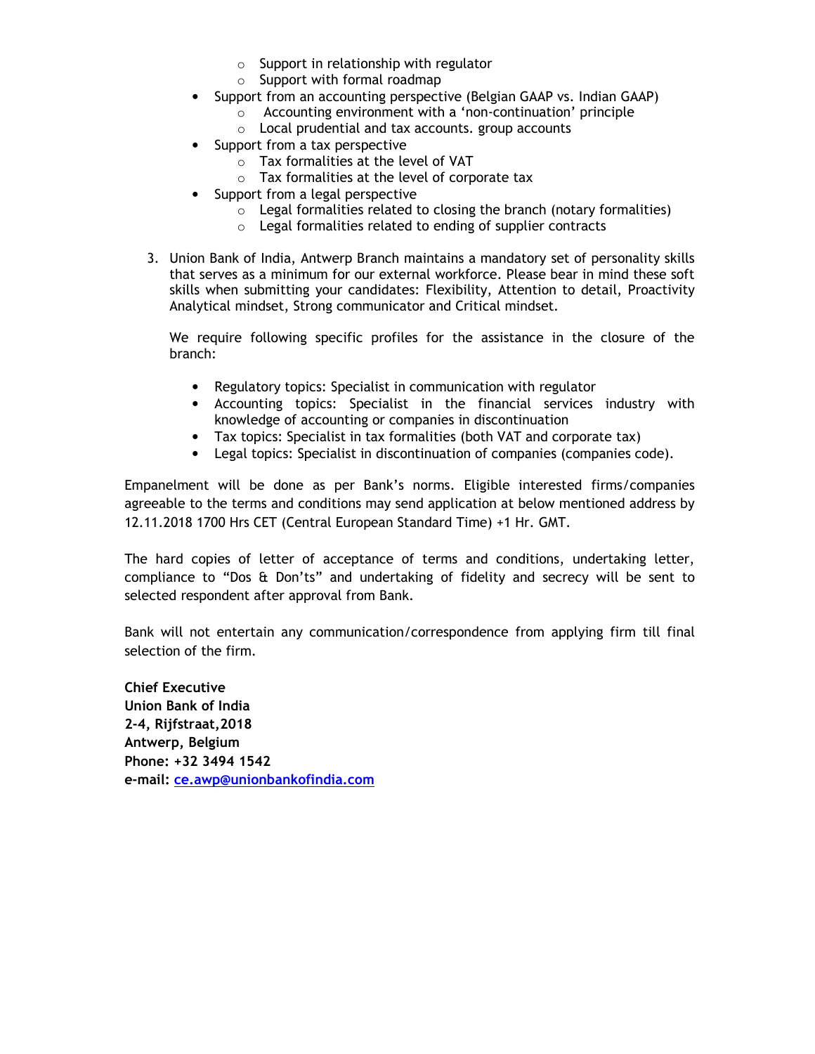- Support in relationship with regulator
  - Support with formal roadmap
- Support from an accounting perspective (Belgian GAAP vs. Indian GAAP)
  - Accounting environment with a 'non-continuation' principle
  - Local prudential and tax accounts. group accounts
- Support from a tax perspective
  - Tax formalities at the level of VAT
  - Tax formalities at the level of corporate tax
- Support from a legal perspective
  - Legal formalities related to closing the branch (notary formalities)
  - Legal formalities related to ending of supplier contracts

3. Union Bank of India, Antwerp Branch maintains a mandatory set of personality skills that serves as a minimum for our external workforce. Please bear in mind these soft skills when submitting your candidates: Flexibility, Attention to detail, Proactivity Analytical mindset, Strong communicator and Critical mindset.

   We require following specific profiles for the assistance in the closure of the branch:

   - Regulatory topics: Specialist in communication with regulator
   - Accounting topics: Specialist in the financial services industry with knowledge of accounting or companies in discontinuation
   - Tax topics: Specialist in tax formalities (both VAT and corporate tax)
   - Legal topics: Specialist in discontinuation of companies (companies code).

Empanelment will be done as per Bank's norms. Eligible interested firms/companies agreeable to the terms and conditions may send application at below mentioned address by 12.11.2018 1700 Hrs CET (Central European Standard Time) +1 Hr. GMT.

The hard copies of letter of acceptance of terms and conditions, undertaking letter, compliance to "Dos & Don'ts" and undertaking of fidelity and secrecy will be sent to selected respondent after approval from Bank.

Bank will not entertain any communication/correspondence from applying firm till final selection of the firm.

**Chief Executive**
**Union Bank of India**
**2-4, Rijfstraat,2018**
**Antwerp, Belgium**
**Phone: +32 3494 1542**
**e-mail:** ce.awp@unionbankofindia.com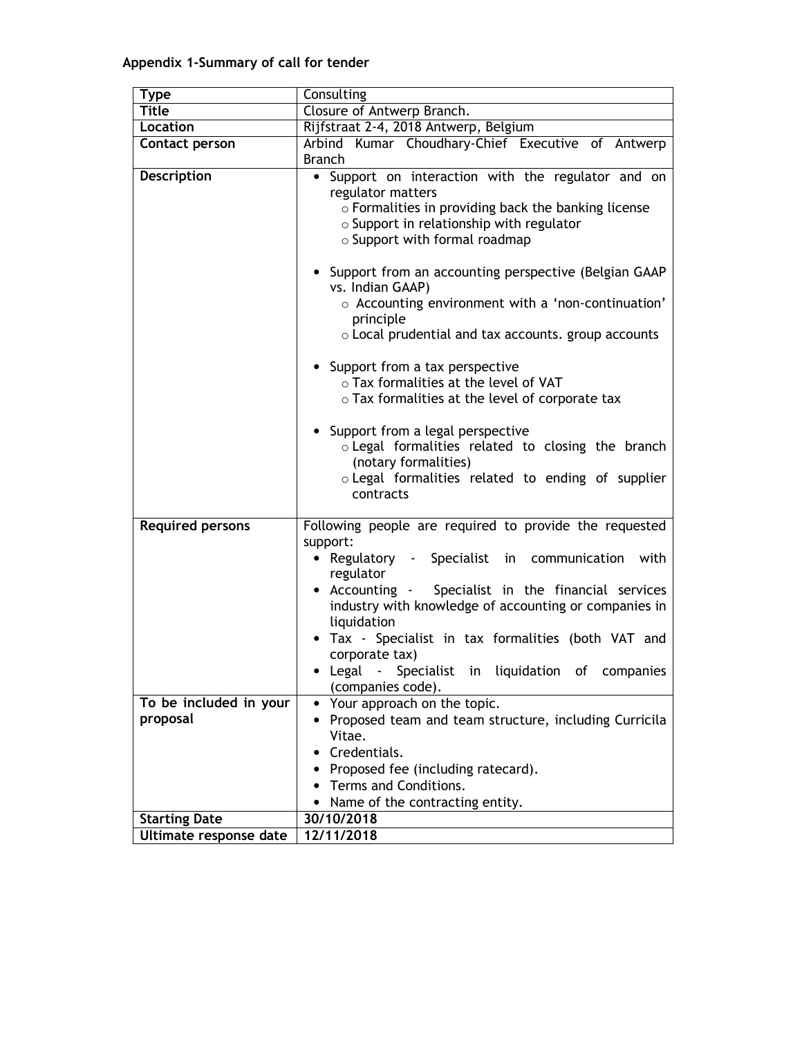**Appendix 1-Summary of call for tender**

| | |
|---|---|
| **Type** | Consulting |
| **Title** | Closure of Antwerp Branch. |
| **Location** | Rijfstraat 2-4, 2018 Antwerp, Belgium |
| **Contact person** | Arbind Kumar Choudhary-Chief Executive of Antwerp Branch |
| **Description** | • Support on interaction with the regulator and on regulator matters<br>&nbsp;&nbsp;&nbsp;&nbsp;o Formalities in providing back the banking license<br>&nbsp;&nbsp;&nbsp;&nbsp;o Support in relationship with regulator<br>&nbsp;&nbsp;&nbsp;&nbsp;o Support with formal roadmap<br><br>• Support from an accounting perspective (Belgian GAAP vs. Indian GAAP)<br>&nbsp;&nbsp;&nbsp;&nbsp;o Accounting environment with a 'non-continuation' principle<br>&nbsp;&nbsp;&nbsp;&nbsp;o Local prudential and tax accounts. group accounts<br><br>• Support from a tax perspective<br>&nbsp;&nbsp;&nbsp;&nbsp;o Tax formalities at the level of VAT<br>&nbsp;&nbsp;&nbsp;&nbsp;o Tax formalities at the level of corporate tax<br><br>• Support from a legal perspective<br>&nbsp;&nbsp;&nbsp;&nbsp;o Legal formalities related to closing the branch (notary formalities)<br>&nbsp;&nbsp;&nbsp;&nbsp;o Legal formalities related to ending of supplier contracts |
| **Required persons** | Following people are required to provide the requested support:<br>• Regulatory - Specialist in communication with regulator<br>• Accounting - Specialist in the financial services industry with knowledge of accounting or companies in liquidation<br>• Tax - Specialist in tax formalities (both VAT and corporate tax)<br>• Legal - Specialist in liquidation of companies (companies code). |
| **To be included in your proposal** | • Your approach on the topic.<br>• Proposed team and team structure, including Curricila Vitae.<br>• Credentials.<br>• Proposed fee (including ratecard).<br>• Terms and Conditions.<br>• Name of the contracting entity. |
| **Starting Date** | **30/10/2018** |
| **Ultimate response date** | **12/11/2018** |